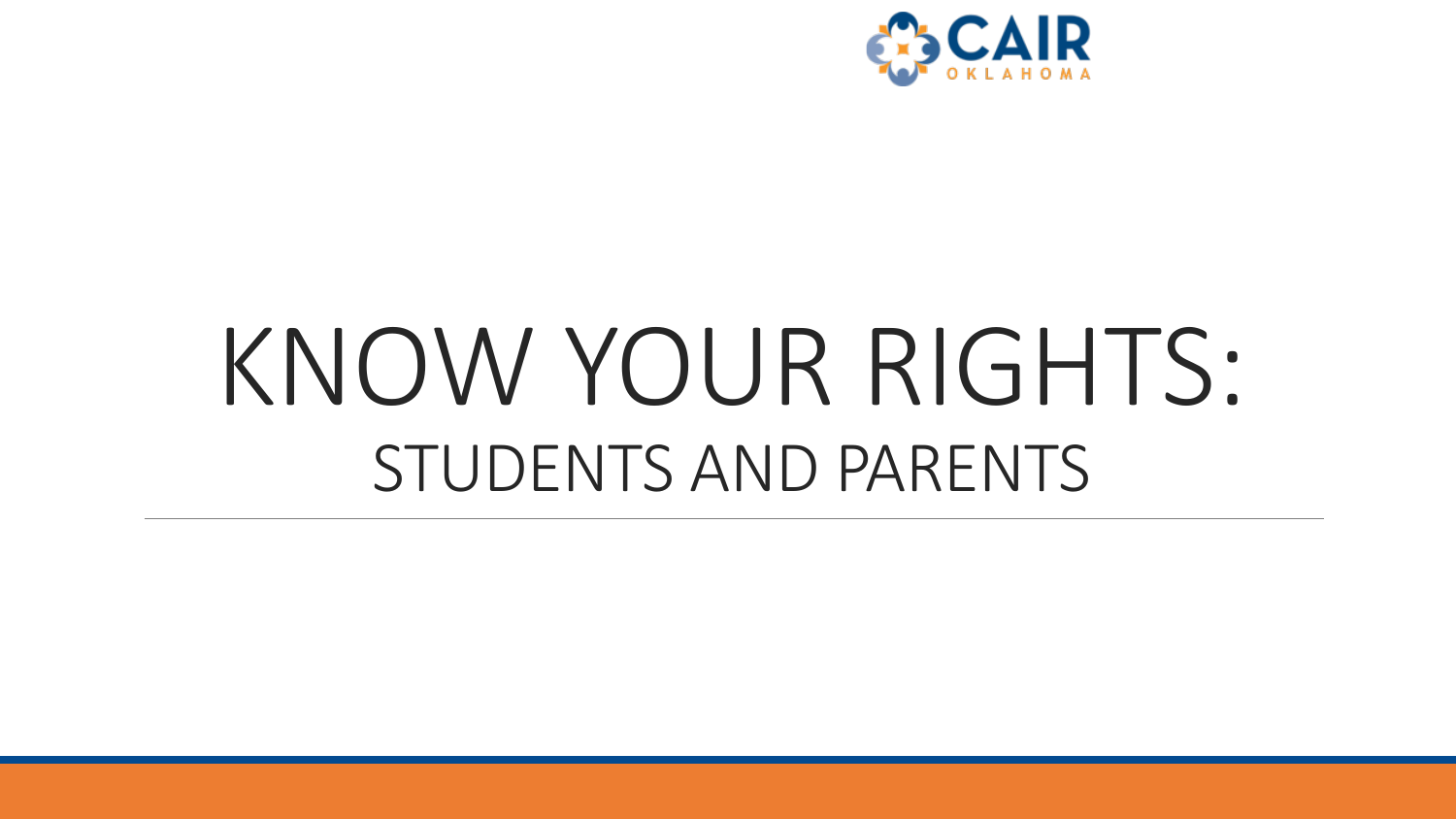CAIR OKLAHOMA

# KNOW YOUR RIGHTS:

## STUDENTS AND PARENTS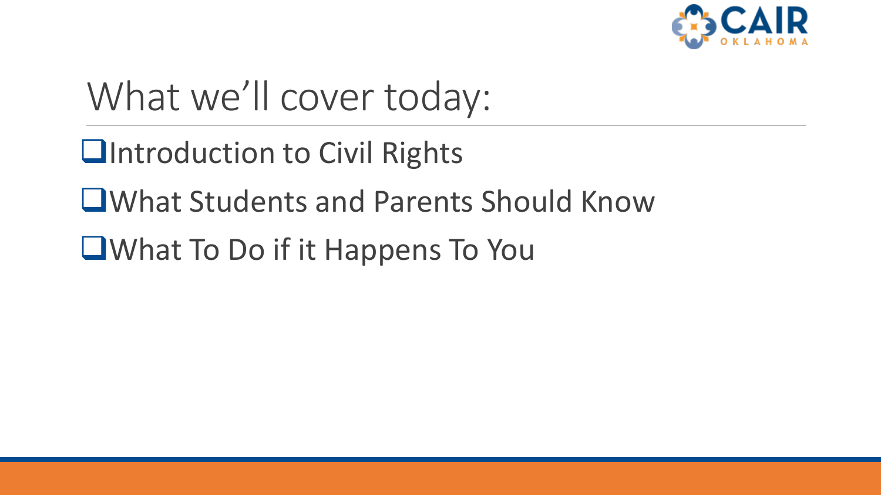# What we'll cover today:

- ❑ Introduction to Civil Rights
- ❑ What Students and Parents Should Know
- ❑ What To Do if it Happens To You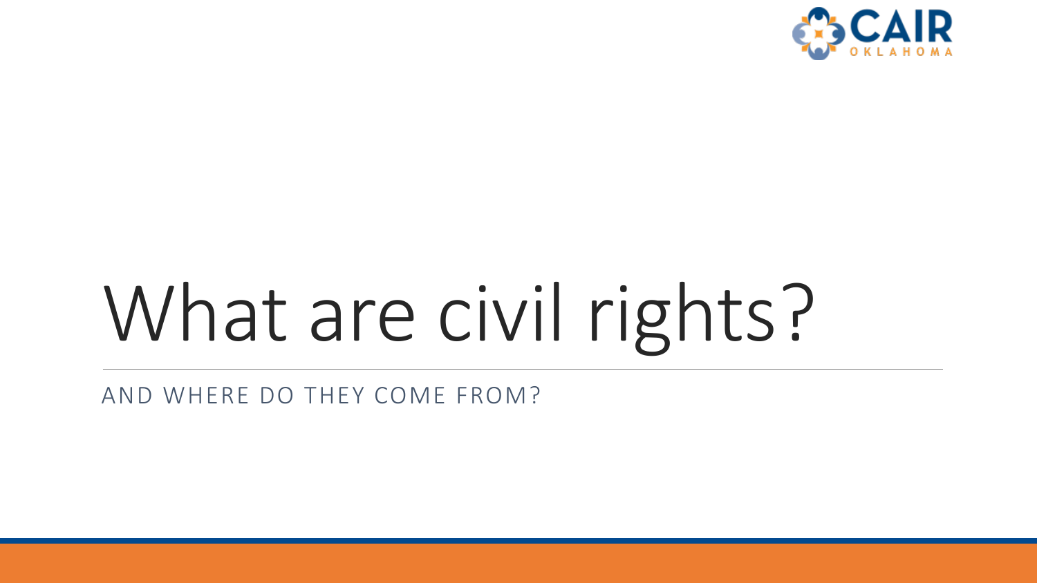# What are civil rights?

AND WHERE DO THEY COME FROM?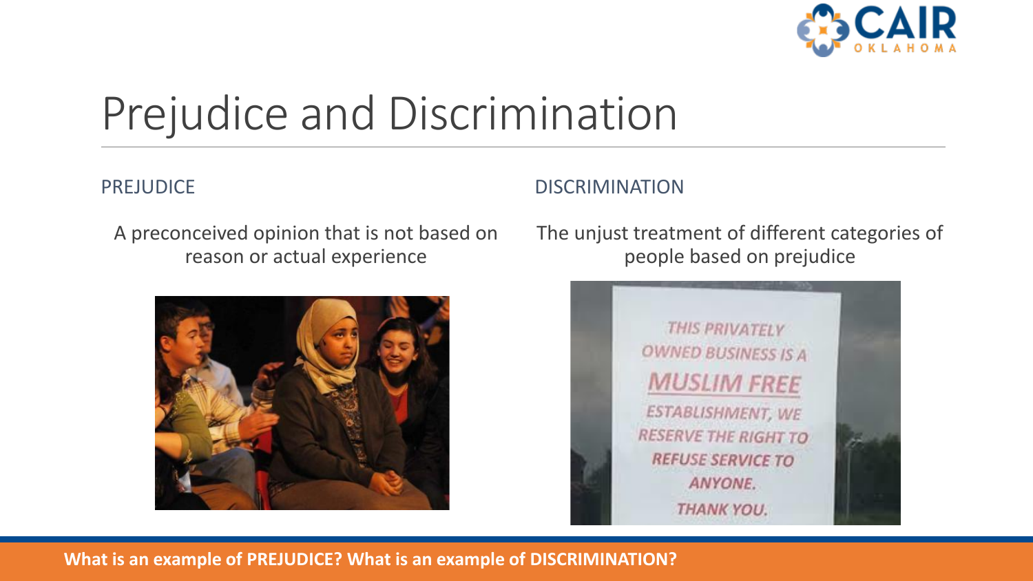# Prejudice and Discrimination

## PREJUDICE

A preconceived opinion that is not based on reason or actual experience

## DISCRIMINATION

The unjust treatment of different categories of people based on prejudice

**What is an example of PREJUDICE? What is an example of DISCRIMINATION?**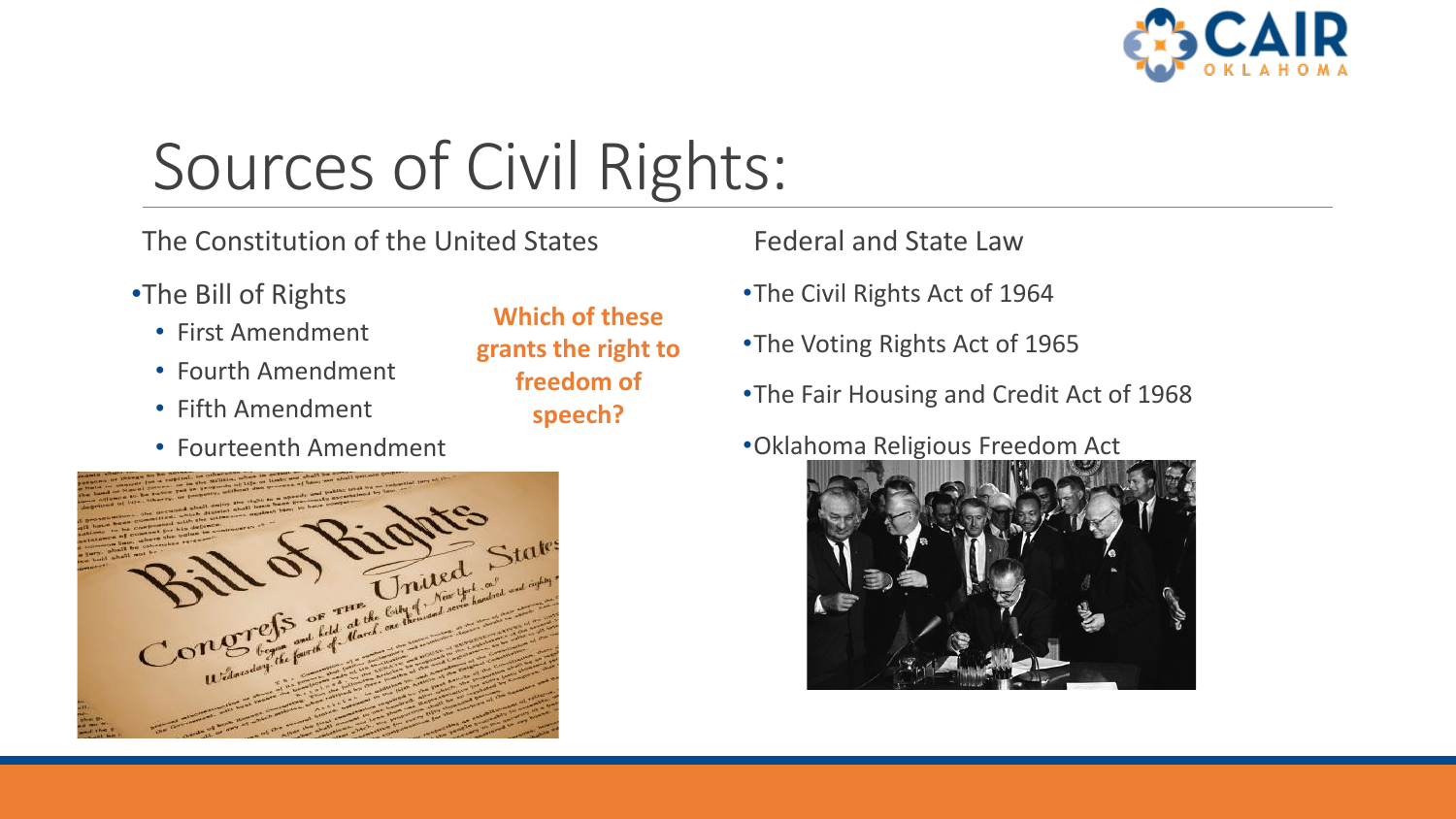# Sources of Civil Rights:

The Constitution of the United States

- The Bill of Rights
  - First Amendment
  - Fourth Amendment
  - Fifth Amendment
  - Fourteenth Amendment

**Which of these grants the right to freedom of speech?**

Federal and State Law

- The Civil Rights Act of 1964
- The Voting Rights Act of 1965
- The Fair Housing and Credit Act of 1968
- Oklahoma Religious Freedom Act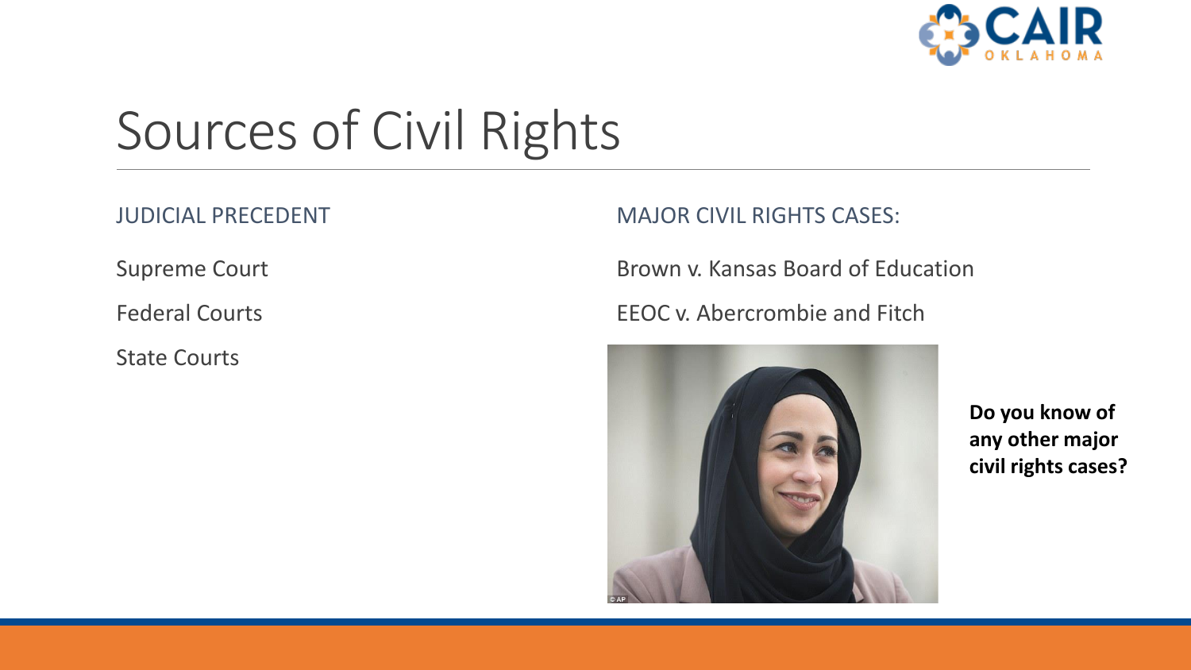# Sources of Civil Rights

JUDICIAL PRECEDENT

Supreme Court

Federal Courts

State Courts

MAJOR CIVIL RIGHTS CASES:

Brown v. Kansas Board of Education

EEOC v. Abercrombie and Fitch

**Do you know of any other major civil rights cases?**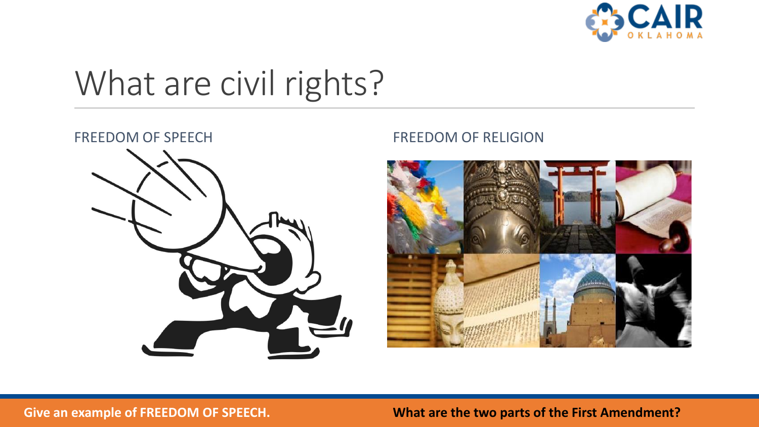# What are civil rights?

FREEDOM OF SPEECH

FREEDOM OF RELIGION

**Give an example of FREEDOM OF SPEECH.**

**What are the two parts of the First Amendment?**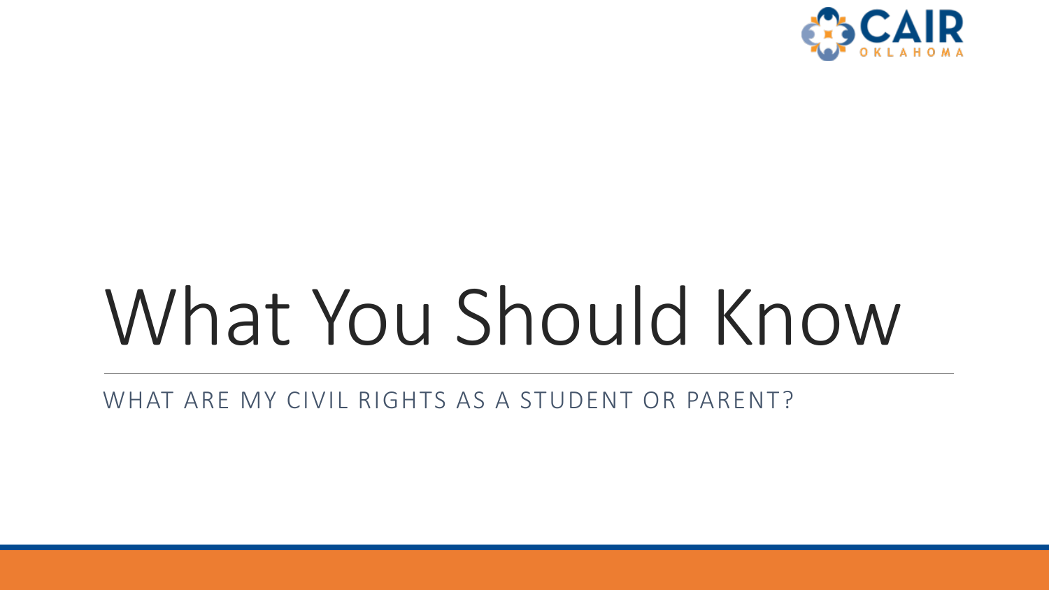# What You Should Know

WHAT ARE MY CIVIL RIGHTS AS A STUDENT OR PARENT?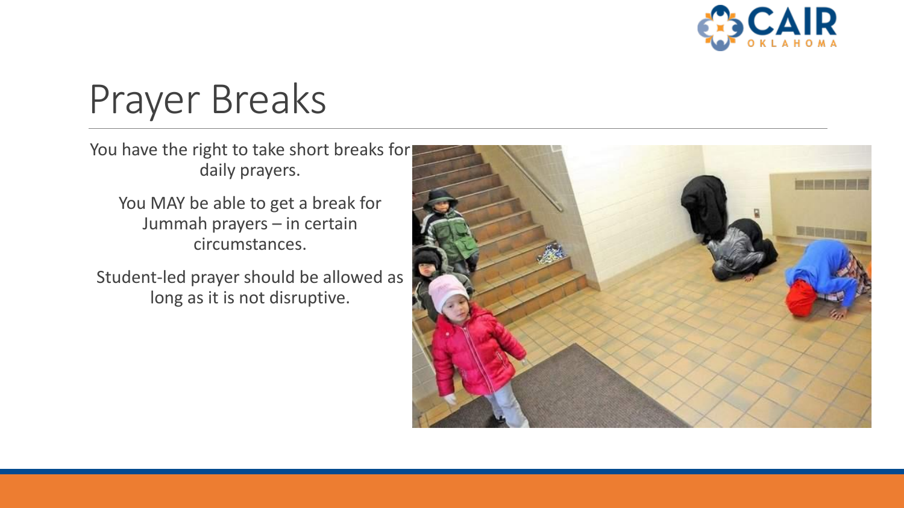# Prayer Breaks

You have the right to take short breaks for daily prayers.

You MAY be able to get a break for Jummah prayers – in certain circumstances.

Student-led prayer should be allowed as long as it is not disruptive.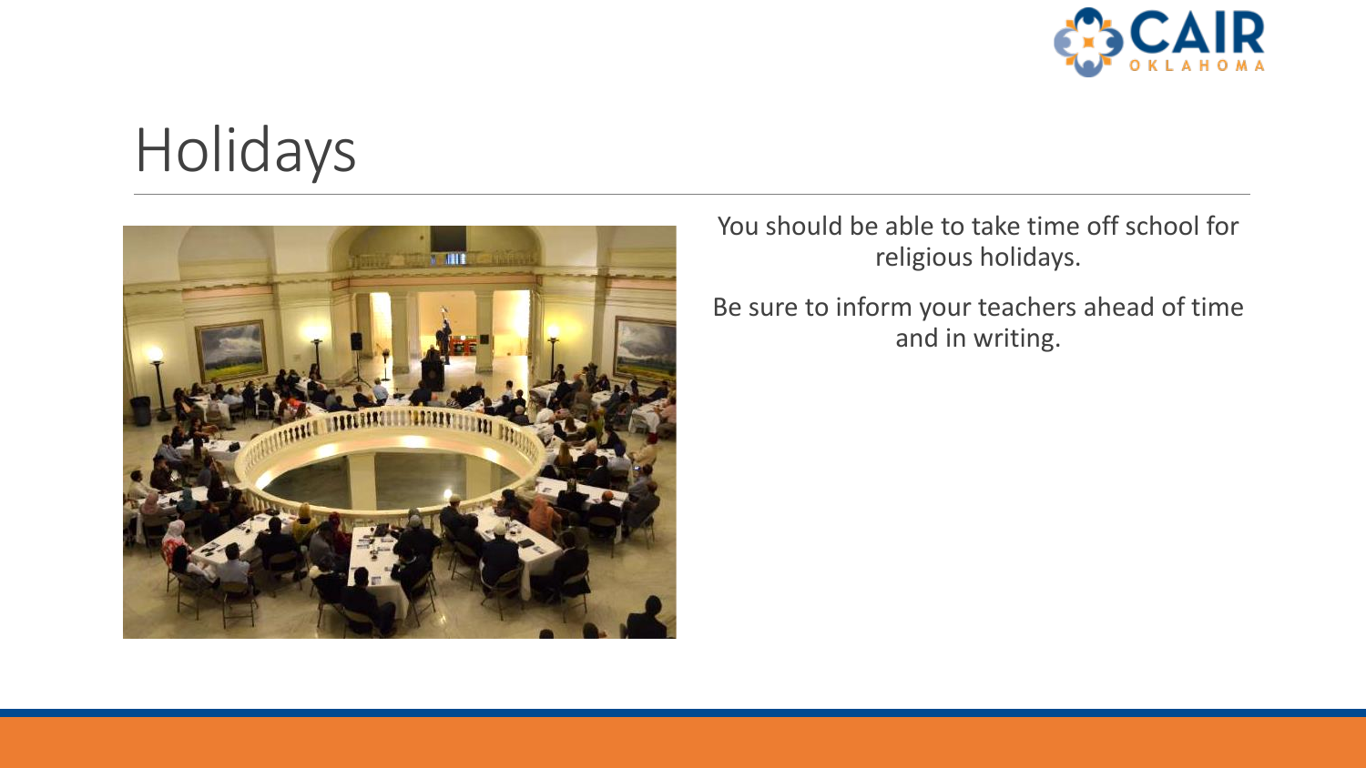# Holidays

You should be able to take time off school for religious holidays.

Be sure to inform your teachers ahead of time and in writing.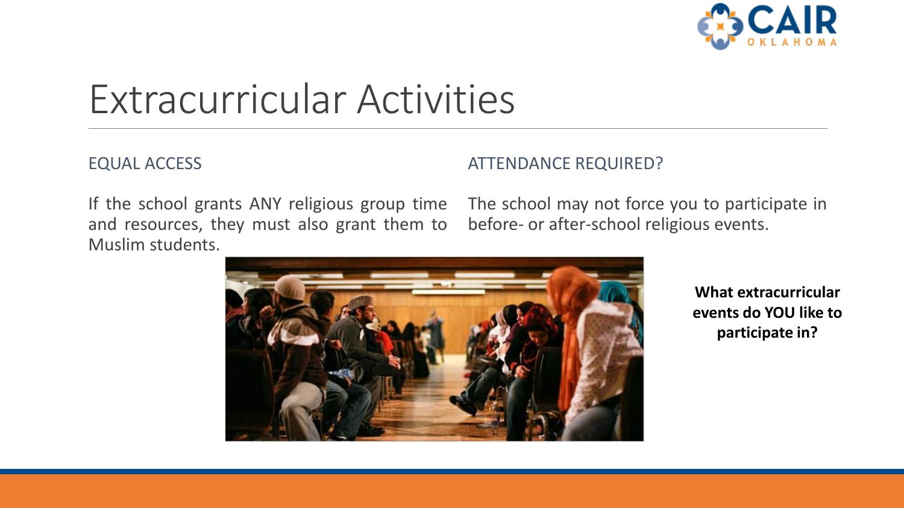# Extracurricular Activities

## EQUAL ACCESS

If the school grants ANY religious group time and resources, they must also grant them to Muslim students.

## ATTENDANCE REQUIRED?

The school may not force you to participate in before- or after-school religious events.

**What extracurricular events do YOU like to participate in?**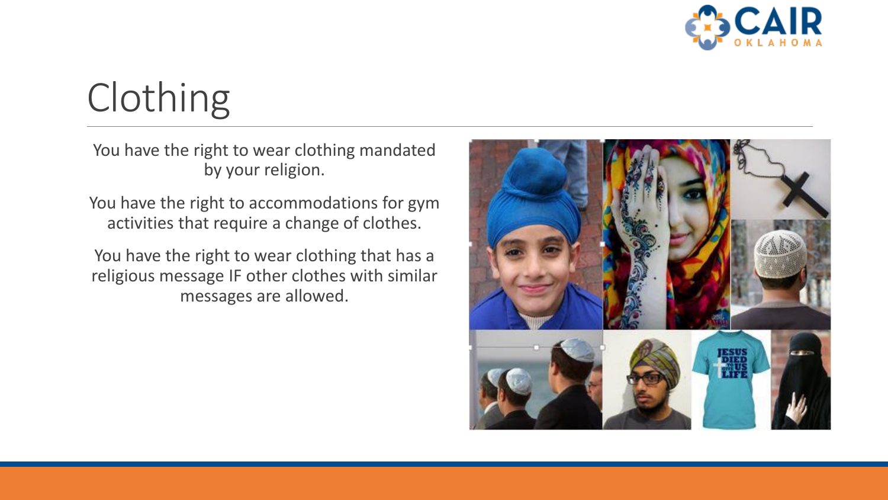# Clothing

You have the right to wear clothing mandated by your religion.

You have the right to accommodations for gym activities that require a change of clothes.

You have the right to wear clothing that has a religious message IF other clothes with similar messages are allowed.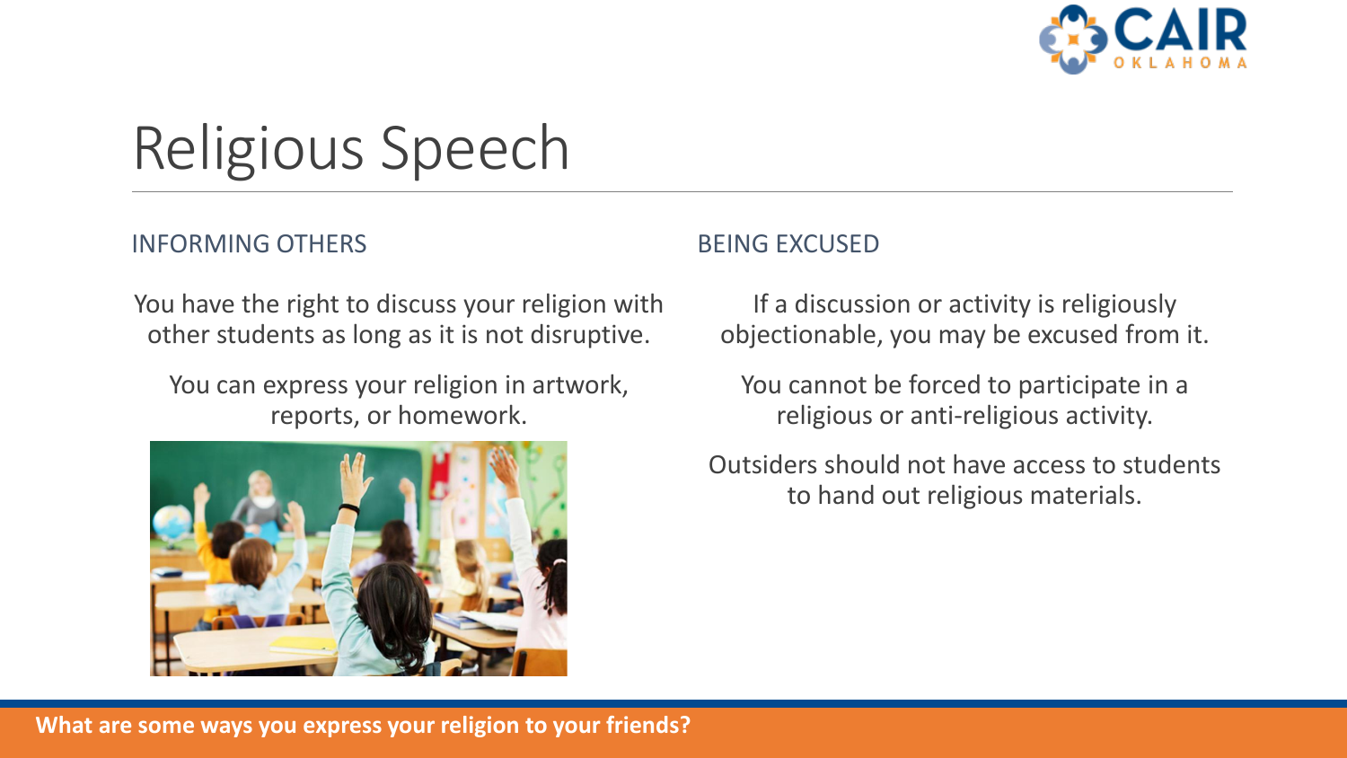# Religious Speech

## INFORMING OTHERS

You have the right to discuss your religion with other students as long as it is not disruptive.

You can express your religion in artwork, reports, or homework.

## BEING EXCUSED

If a discussion or activity is religiously objectionable, you may be excused from it.

You cannot be forced to participate in a religious or anti-religious activity.

Outsiders should not have access to students to hand out religious materials.

**What are some ways you express your religion to your friends?**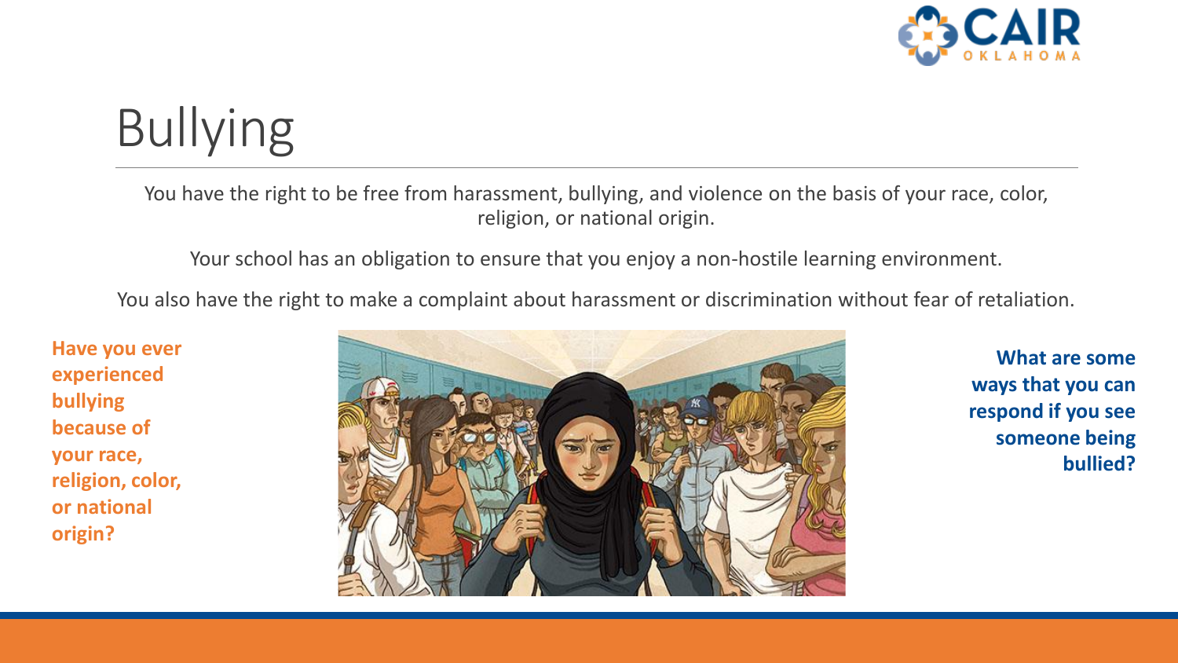# Bullying

You have the right to be free from harassment, bullying, and violence on the basis of your race, color, religion, or national origin.

Your school has an obligation to ensure that you enjoy a non-hostile learning environment.

You also have the right to make a complaint about harassment or discrimination without fear of retaliation.

**Have you ever experienced bullying because of your race, religion, color, or national origin?**

**What are some ways that you can respond if you see someone being bullied?**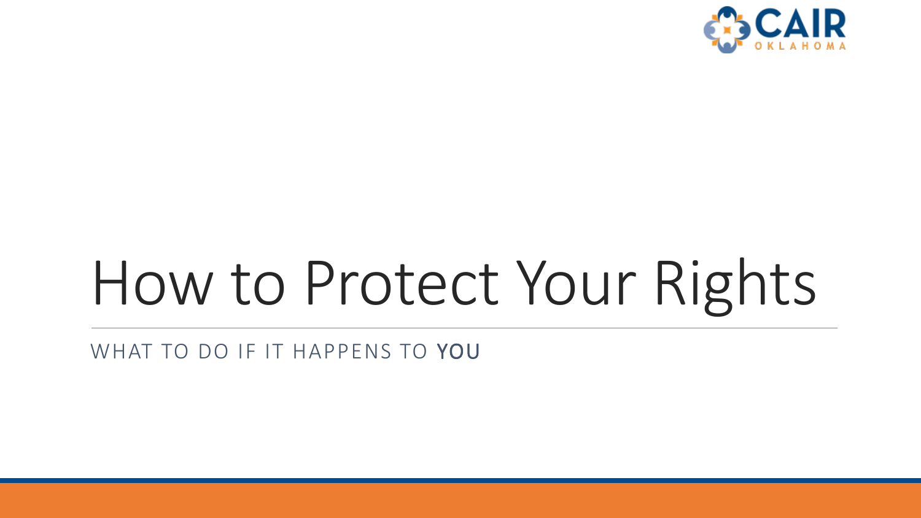# How to Protect Your Rights

WHAT TO DO IF IT HAPPENS TO YOU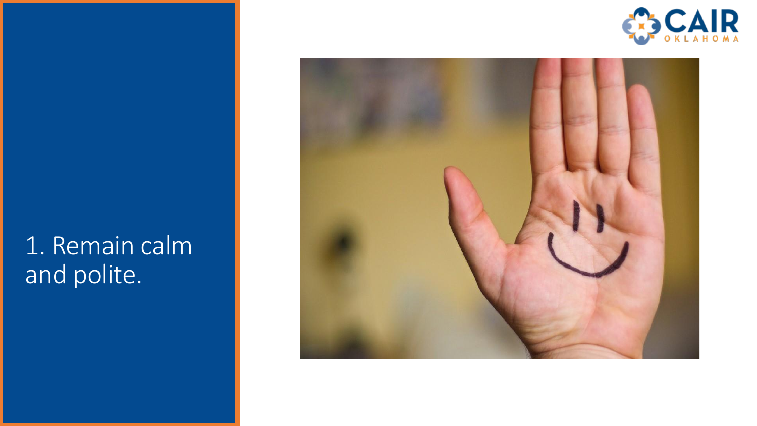1. Remain calm and polite.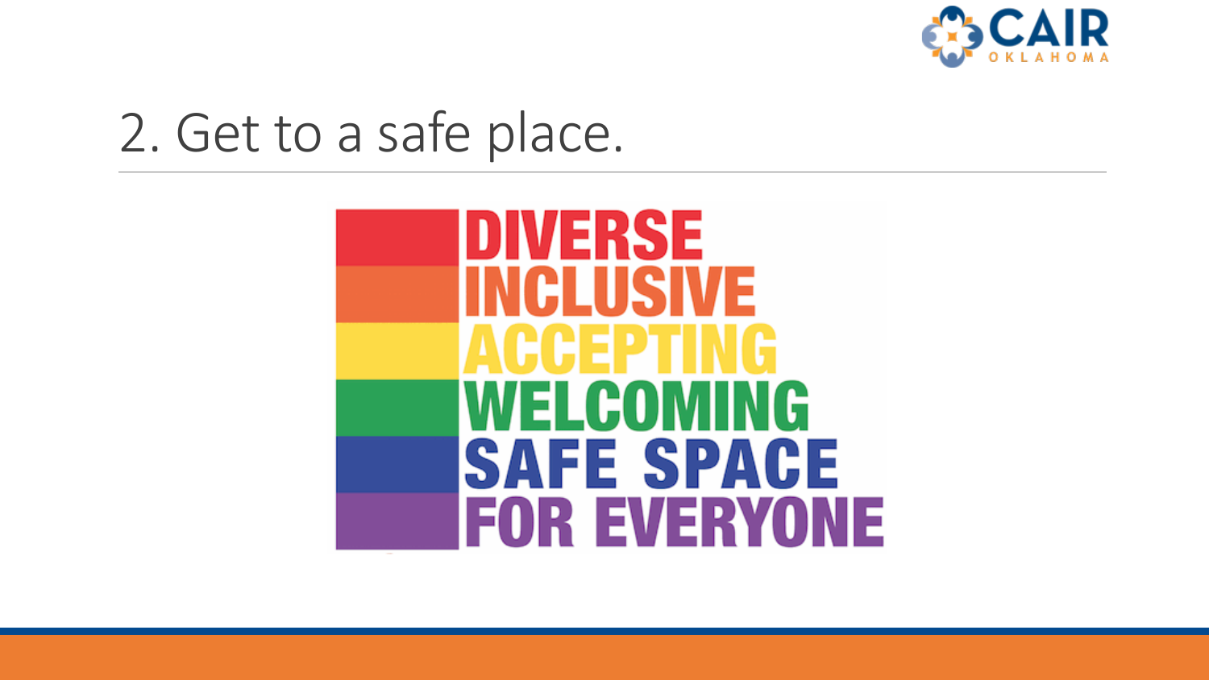# 2. Get to a safe place.

DIVERSE
INCLUSIVE
ACCEPTING
WELCOMING
SAFE SPACE
FOR EVERYONE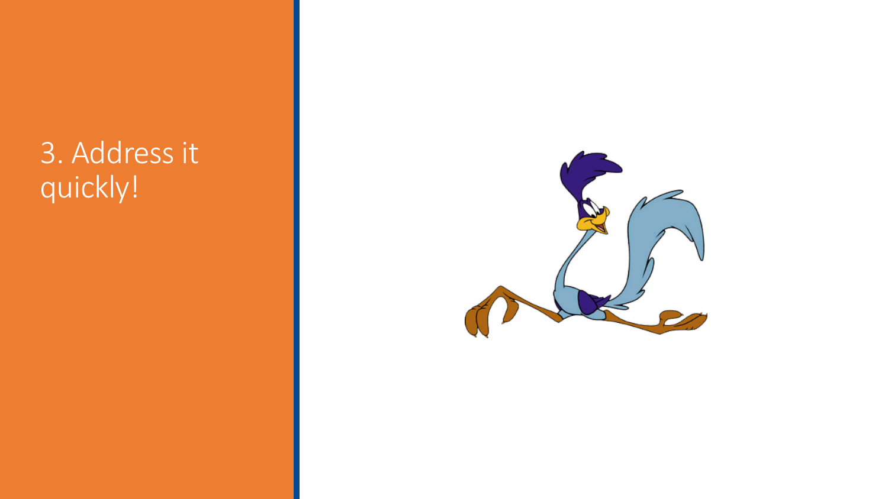# 3. Address it quickly!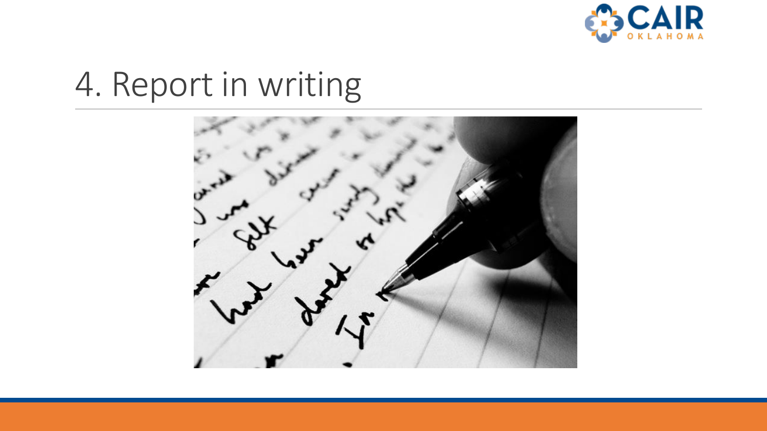# 4. Report in writing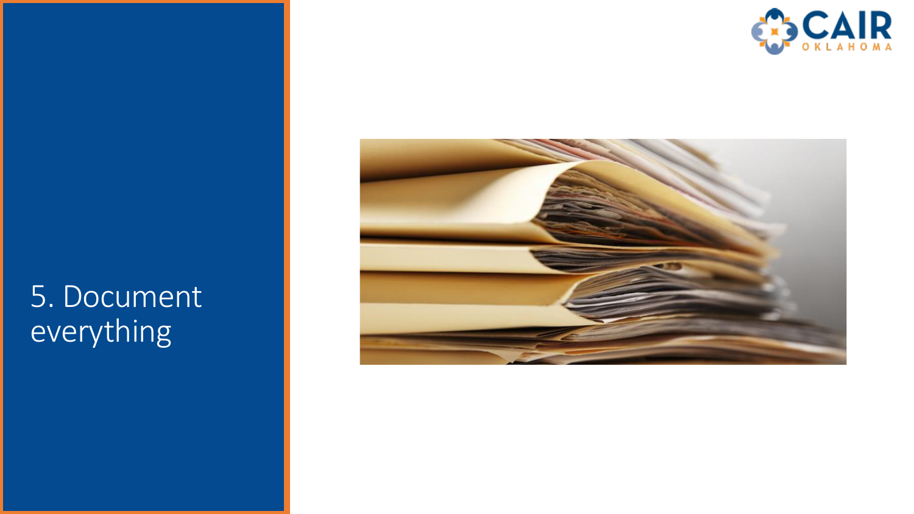# 5. Document everything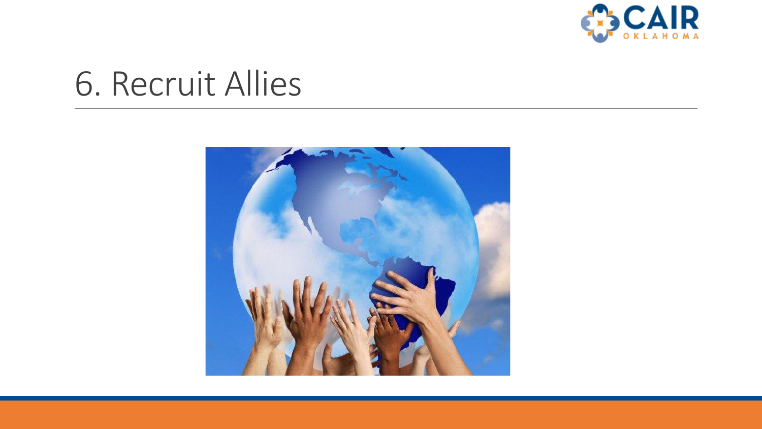# 6. Recruit Allies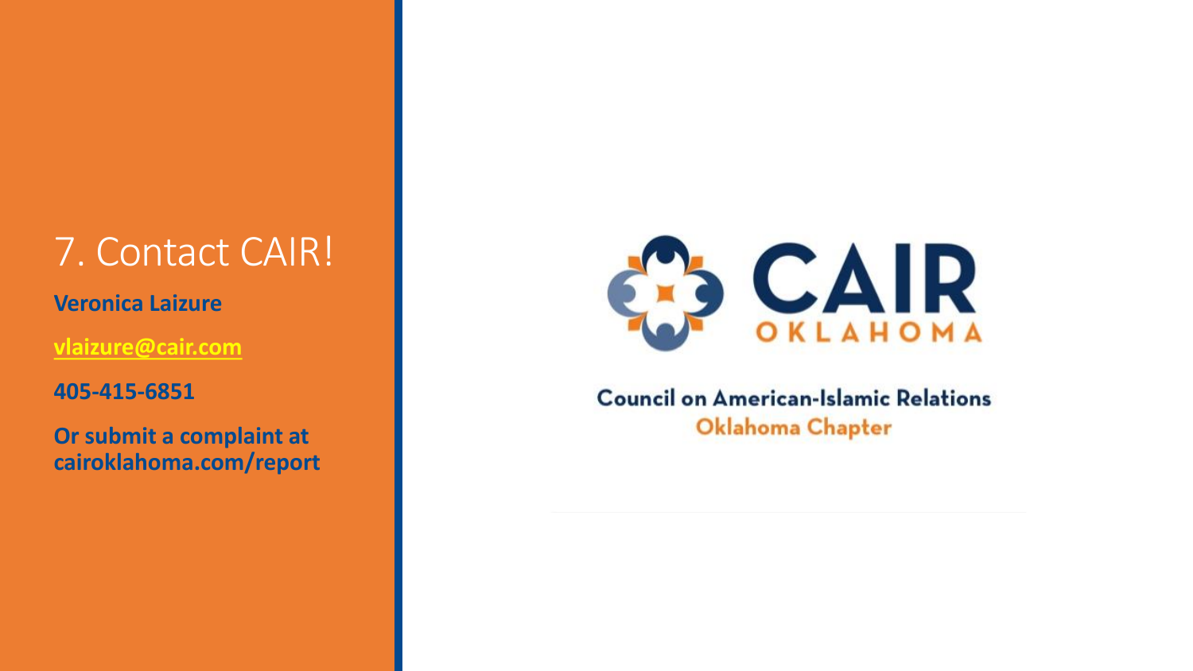# 7. Contact CAIR!

**Veronica Laizure**

**vlaizure@cair.com**

**405-415-6851**

**Or submit a complaint at cairoklahoma.com/report**

CAIR OKLAHOMA

Council on American-Islamic Relations
Oklahoma Chapter